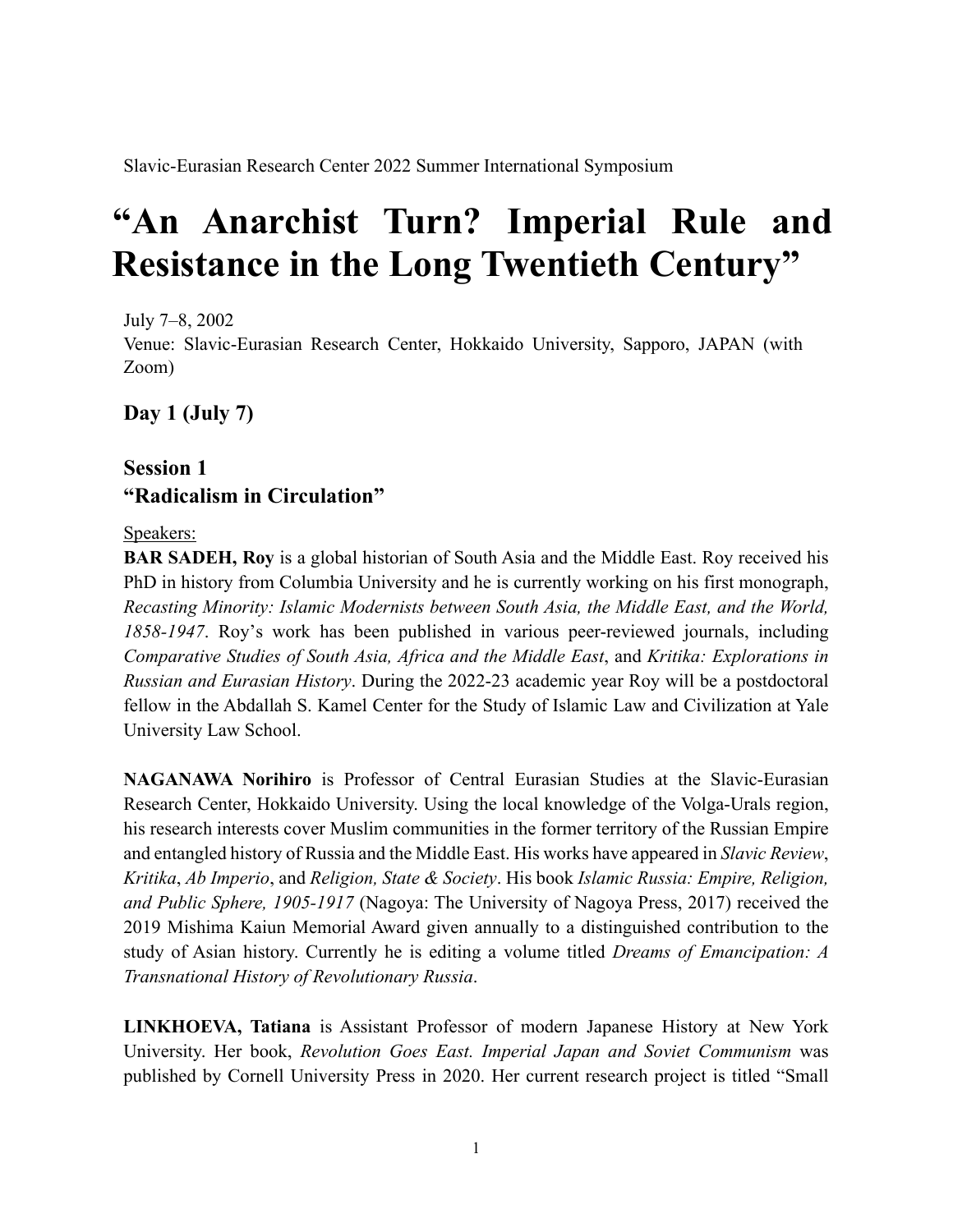Slavic-Eurasian Research Center 2022 Summer International Symposium

# "An Anarchist Turn? Imperial Rule and Resistance in the Long Twentieth Century"

July 7–8, 2002
Venue: Slavic-Eurasian Research Center, Hokkaido University, Sapporo, JAPAN (with Zoom)

## Day 1 (July 7)

## Session 1
## "Radicalism in Circulation"

Speakers:

**BAR SADEH, Roy** is a global historian of South Asia and the Middle East. Roy received his PhD in history from Columbia University and he is currently working on his first monograph, *Recasting Minority: Islamic Modernists between South Asia, the Middle East, and the World, 1858-1947*. Roy's work has been published in various peer-reviewed journals, including *Comparative Studies of South Asia, Africa and the Middle East*, and *Kritika: Explorations in Russian and Eurasian History*. During the 2022-23 academic year Roy will be a postdoctoral fellow in the Abdallah S. Kamel Center for the Study of Islamic Law and Civilization at Yale University Law School.

**NAGANAWA Norihiro** is Professor of Central Eurasian Studies at the Slavic-Eurasian Research Center, Hokkaido University. Using the local knowledge of the Volga-Urals region, his research interests cover Muslim communities in the former territory of the Russian Empire and entangled history of Russia and the Middle East. His works have appeared in *Slavic Review*, *Kritika*, *Ab Imperio*, and *Religion, State & Society*. His book *Islamic Russia: Empire, Religion, and Public Sphere, 1905-1917* (Nagoya: The University of Nagoya Press, 2017) received the 2019 Mishima Kaiun Memorial Award given annually to a distinguished contribution to the study of Asian history. Currently he is editing a volume titled *Dreams of Emancipation: A Transnational History of Revolutionary Russia*.

**LINKHOEVA, Tatiana** is Assistant Professor of modern Japanese History at New York University. Her book, *Revolution Goes East. Imperial Japan and Soviet Communism* was published by Cornell University Press in 2020. Her current research project is titled "Small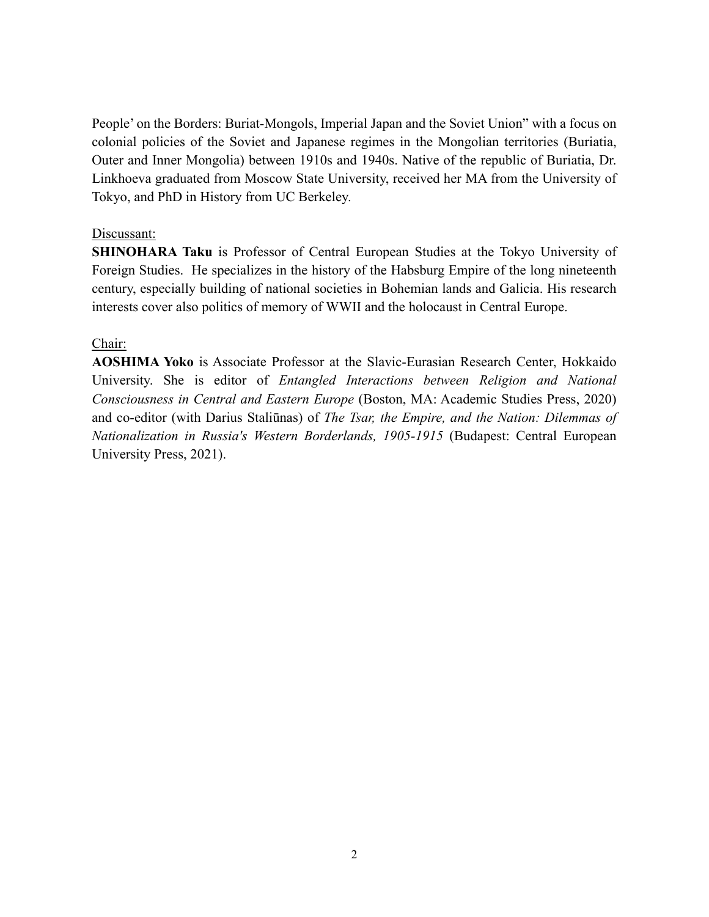People' on the Borders: Buriat-Mongols, Imperial Japan and the Soviet Union" with a focus on colonial policies of the Soviet and Japanese regimes in the Mongolian territories (Buriatia, Outer and Inner Mongolia) between 1910s and 1940s. Native of the republic of Buriatia, Dr. Linkhoeva graduated from Moscow State University, received her MA from the University of Tokyo, and PhD in History from UC Berkeley.

Discussant:

**SHINOHARA Taku** is Professor of Central European Studies at the Tokyo University of Foreign Studies. He specializes in the history of the Habsburg Empire of the long nineteenth century, especially building of national societies in Bohemian lands and Galicia. His research interests cover also politics of memory of WWII and the holocaust in Central Europe.

Chair:

**AOSHIMA Yoko** is Associate Professor at the Slavic-Eurasian Research Center, Hokkaido University. She is editor of *Entangled Interactions between Religion and National Consciousness in Central and Eastern Europe* (Boston, MA: Academic Studies Press, 2020) and co-editor (with Darius Staliūnas) of *The Tsar, the Empire, and the Nation: Dilemmas of Nationalization in Russia's Western Borderlands, 1905-1915* (Budapest: Central European University Press, 2021).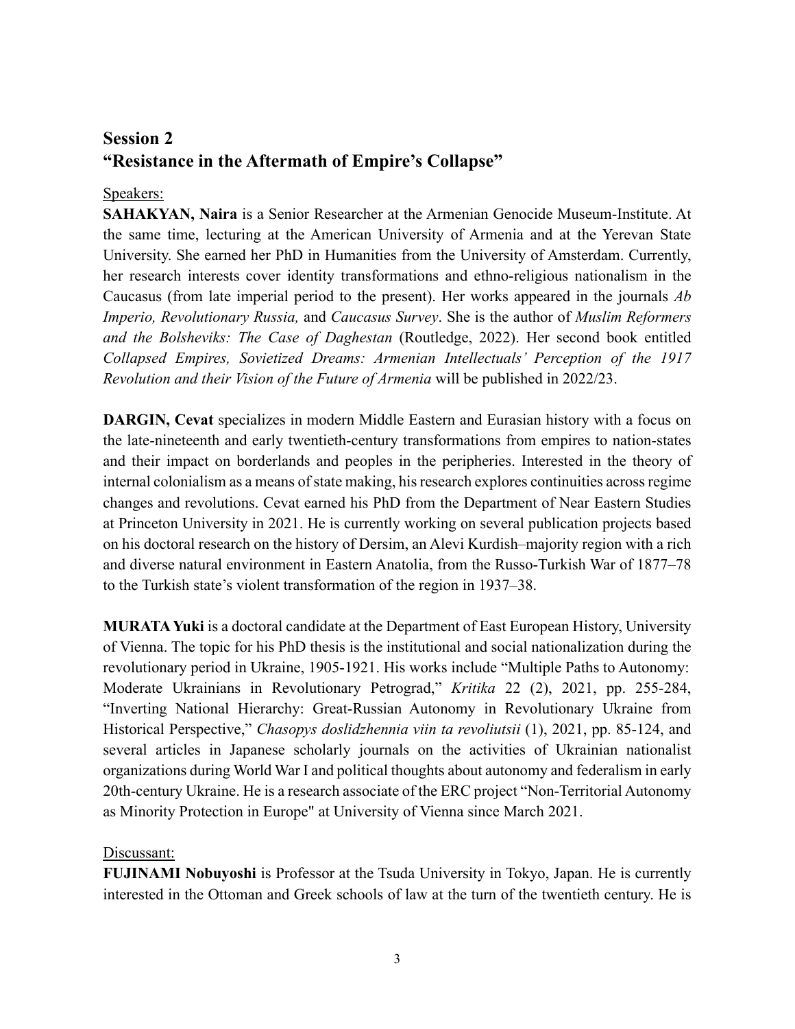## Session 2
## "Resistance in the Aftermath of Empire's Collapse"

Speakers:

**SAHAKYAN, Naira** is a Senior Researcher at the Armenian Genocide Museum-Institute. At the same time, lecturing at the American University of Armenia and at the Yerevan State University. She earned her PhD in Humanities from the University of Amsterdam. Currently, her research interests cover identity transformations and ethno-religious nationalism in the Caucasus (from late imperial period to the present). Her works appeared in the journals *Ab Imperio, Revolutionary Russia,* and *Caucasus Survey*. She is the author of *Muslim Reformers and the Bolsheviks: The Case of Daghestan* (Routledge, 2022). Her second book entitled *Collapsed Empires, Sovietized Dreams: Armenian Intellectuals' Perception of the 1917 Revolution and their Vision of the Future of Armenia* will be published in 2022/23.

**DARGIN, Cevat** specializes in modern Middle Eastern and Eurasian history with a focus on the late-nineteenth and early twentieth-century transformations from empires to nation-states and their impact on borderlands and peoples in the peripheries. Interested in the theory of internal colonialism as a means of state making, his research explores continuities across regime changes and revolutions. Cevat earned his PhD from the Department of Near Eastern Studies at Princeton University in 2021. He is currently working on several publication projects based on his doctoral research on the history of Dersim, an Alevi Kurdish–majority region with a rich and diverse natural environment in Eastern Anatolia, from the Russo-Turkish War of 1877–78 to the Turkish state's violent transformation of the region in 1937–38.

**MURATA Yuki** is a doctoral candidate at the Department of East European History, University of Vienna. The topic for his PhD thesis is the institutional and social nationalization during the revolutionary period in Ukraine, 1905-1921. His works include "Multiple Paths to Autonomy: Moderate Ukrainians in Revolutionary Petrograd," *Kritika* 22 (2), 2021, pp. 255-284, "Inverting National Hierarchy: Great-Russian Autonomy in Revolutionary Ukraine from Historical Perspective," *Chasopys doslidzhennia viin ta revoliutsii* (1), 2021, pp. 85-124, and several articles in Japanese scholarly journals on the activities of Ukrainian nationalist organizations during World War I and political thoughts about autonomy and federalism in early 20th-century Ukraine. He is a research associate of the ERC project "Non-Territorial Autonomy as Minority Protection in Europe" at University of Vienna since March 2021.

Discussant:

**FUJINAMI Nobuyoshi** is Professor at the Tsuda University in Tokyo, Japan. He is currently interested in the Ottoman and Greek schools of law at the turn of the twentieth century. He is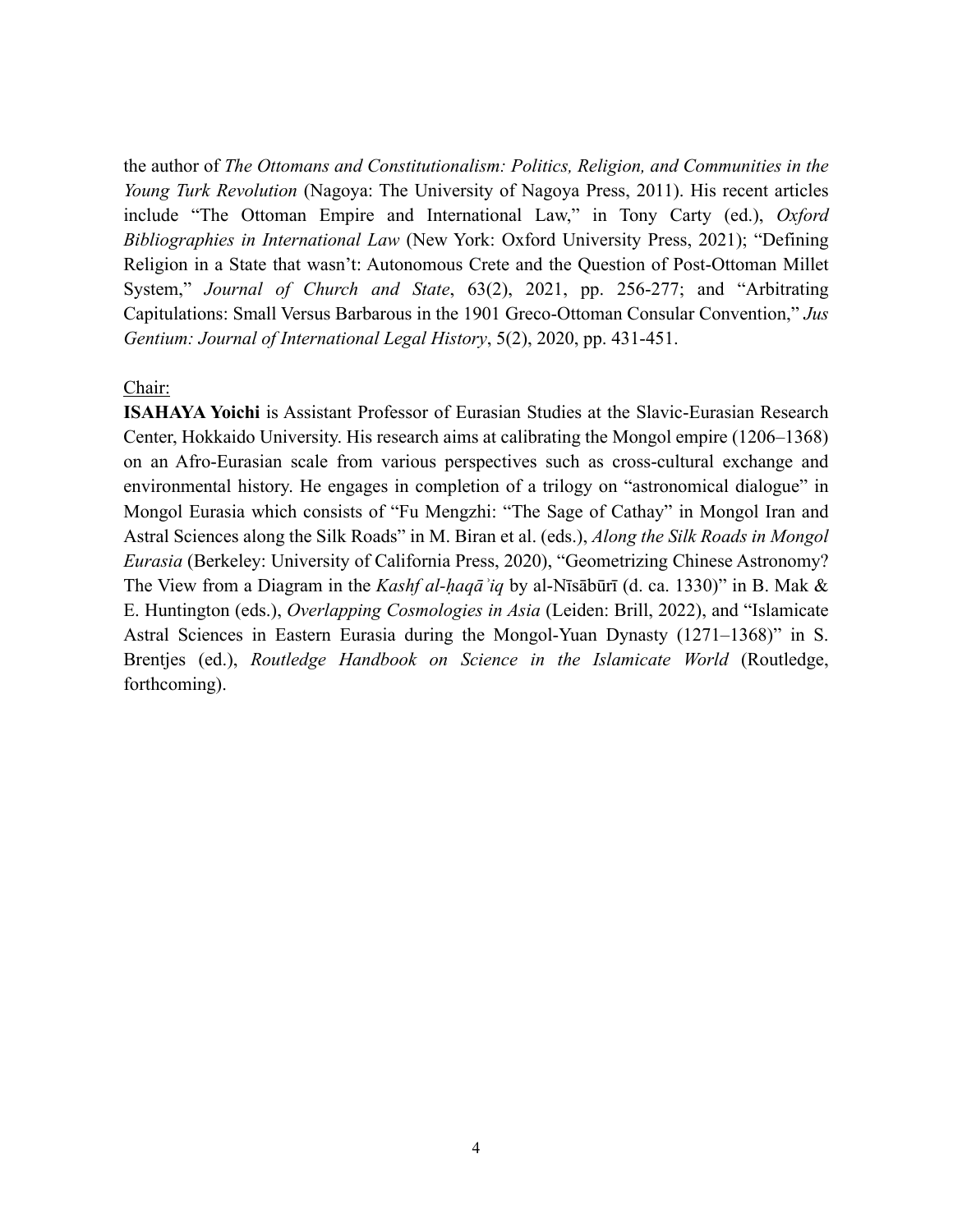the author of *The Ottomans and Constitutionalism: Politics, Religion, and Communities in the Young Turk Revolution* (Nagoya: The University of Nagoya Press, 2011). His recent articles include "The Ottoman Empire and International Law," in Tony Carty (ed.), *Oxford Bibliographies in International Law* (New York: Oxford University Press, 2021); "Defining Religion in a State that wasn't: Autonomous Crete and the Question of Post-Ottoman Millet System," *Journal of Church and State*, 63(2), 2021, pp. 256-277; and "Arbitrating Capitulations: Small Versus Barbarous in the 1901 Greco-Ottoman Consular Convention," *Jus Gentium: Journal of International Legal History*, 5(2), 2020, pp. 431-451.

Chair:

**ISAHAYA Yoichi** is Assistant Professor of Eurasian Studies at the Slavic-Eurasian Research Center, Hokkaido University. His research aims at calibrating the Mongol empire (1206–1368) on an Afro-Eurasian scale from various perspectives such as cross-cultural exchange and environmental history. He engages in completion of a trilogy on "astronomical dialogue" in Mongol Eurasia which consists of "Fu Mengzhi: "The Sage of Cathay" in Mongol Iran and Astral Sciences along the Silk Roads" in M. Biran et al. (eds.), *Along the Silk Roads in Mongol Eurasia* (Berkeley: University of California Press, 2020), "Geometrizing Chinese Astronomy? The View from a Diagram in the *Kashf al-ḥaqāʾiq* by al-Nīsābūrī (d. ca. 1330)" in B. Mak & E. Huntington (eds.), *Overlapping Cosmologies in Asia* (Leiden: Brill, 2022), and "Islamicate Astral Sciences in Eastern Eurasia during the Mongol-Yuan Dynasty (1271–1368)" in S. Brentjes (ed.), *Routledge Handbook on Science in the Islamicate World* (Routledge, forthcoming).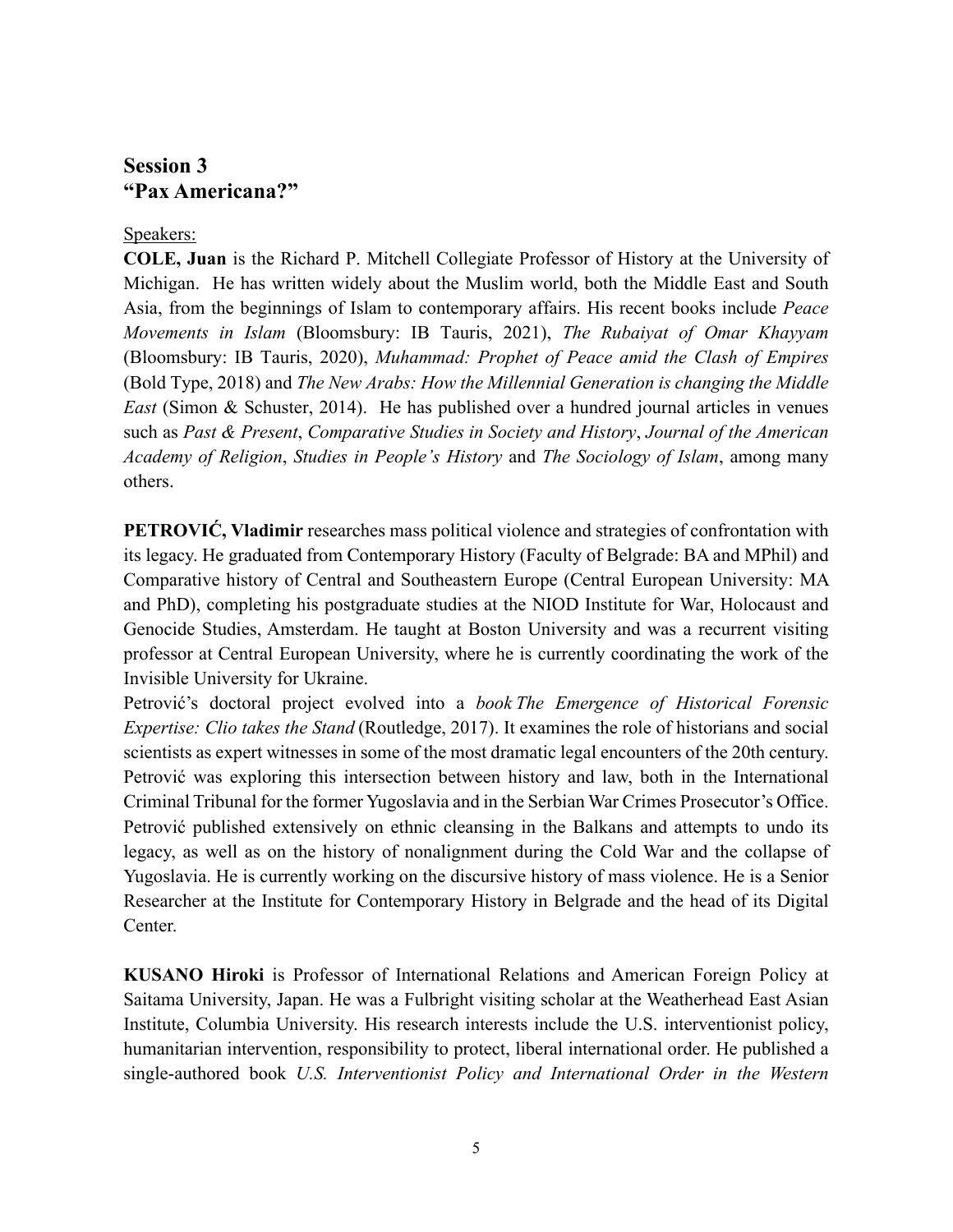## Session 3
## "Pax Americana?"

Speakers:

**COLE, Juan** is the Richard P. Mitchell Collegiate Professor of History at the University of Michigan. He has written widely about the Muslim world, both the Middle East and South Asia, from the beginnings of Islam to contemporary affairs. His recent books include *Peace Movements in Islam* (Bloomsbury: IB Tauris, 2021), *The Rubaiyat of Omar Khayyam* (Bloomsbury: IB Tauris, 2020), *Muhammad: Prophet of Peace amid the Clash of Empires* (Bold Type, 2018) and *The New Arabs: How the Millennial Generation is changing the Middle East* (Simon & Schuster, 2014). He has published over a hundred journal articles in venues such as *Past & Present*, *Comparative Studies in Society and History*, *Journal of the American Academy of Religion*, *Studies in People's History* and *The Sociology of Islam*, among many others.

**PETROVIĆ, Vladimir** researches mass political violence and strategies of confrontation with its legacy. He graduated from Contemporary History (Faculty of Belgrade: BA and MPhil) and Comparative history of Central and Southeastern Europe (Central European University: MA and PhD), completing his postgraduate studies at the NIOD Institute for War, Holocaust and Genocide Studies, Amsterdam. He taught at Boston University and was a recurrent visiting professor at Central European University, where he is currently coordinating the work of the Invisible University for Ukraine.
Petrović's doctoral project evolved into a *book The Emergence of Historical Forensic Expertise: Clio takes the Stand* (Routledge, 2017). It examines the role of historians and social scientists as expert witnesses in some of the most dramatic legal encounters of the 20th century. Petrović was exploring this intersection between history and law, both in the International Criminal Tribunal for the former Yugoslavia and in the Serbian War Crimes Prosecutor's Office. Petrović published extensively on ethnic cleansing in the Balkans and attempts to undo its legacy, as well as on the history of nonalignment during the Cold War and the collapse of Yugoslavia. He is currently working on the discursive history of mass violence. He is a Senior Researcher at the Institute for Contemporary History in Belgrade and the head of its Digital Center.

**KUSANO Hiroki** is Professor of International Relations and American Foreign Policy at Saitama University, Japan. He was a Fulbright visiting scholar at the Weatherhead East Asian Institute, Columbia University. His research interests include the U.S. interventionist policy, humanitarian intervention, responsibility to protect, liberal international order. He published a single-authored book *U.S. Interventionist Policy and International Order in the Western*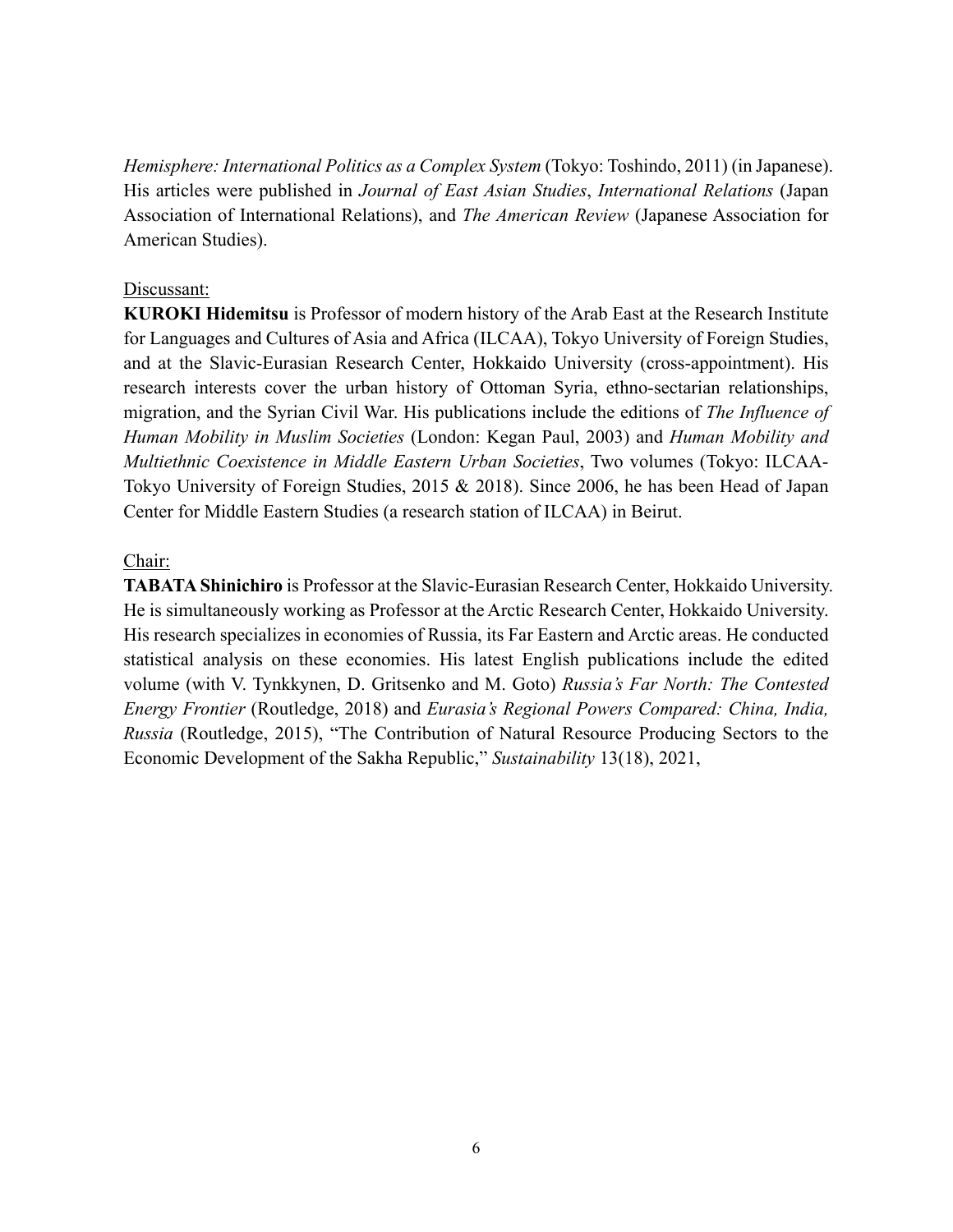*Hemisphere: International Politics as a Complex System* (Tokyo: Toshindo, 2011) (in Japanese). His articles were published in *Journal of East Asian Studies*, *International Relations* (Japan Association of International Relations), and *The American Review* (Japanese Association for American Studies).

Discussant:

**KUROKI Hidemitsu** is Professor of modern history of the Arab East at the Research Institute for Languages and Cultures of Asia and Africa (ILCAA), Tokyo University of Foreign Studies, and at the Slavic-Eurasian Research Center, Hokkaido University (cross-appointment). His research interests cover the urban history of Ottoman Syria, ethno-sectarian relationships, migration, and the Syrian Civil War. His publications include the editions of *The Influence of Human Mobility in Muslim Societies* (London: Kegan Paul, 2003) and *Human Mobility and Multiethnic Coexistence in Middle Eastern Urban Societies*, Two volumes (Tokyo: ILCAA-Tokyo University of Foreign Studies, 2015 & 2018). Since 2006, he has been Head of Japan Center for Middle Eastern Studies (a research station of ILCAA) in Beirut.

Chair:

**TABATA Shinichiro** is Professor at the Slavic-Eurasian Research Center, Hokkaido University. He is simultaneously working as Professor at the Arctic Research Center, Hokkaido University. His research specializes in economies of Russia, its Far Eastern and Arctic areas. He conducted statistical analysis on these economies. His latest English publications include the edited volume (with V. Tynkkynen, D. Gritsenko and M. Goto) *Russia's Far North: The Contested Energy Frontier* (Routledge, 2018) and *Eurasia's Regional Powers Compared: China, India, Russia* (Routledge, 2015), "The Contribution of Natural Resource Producing Sectors to the Economic Development of the Sakha Republic," *Sustainability* 13(18), 2021,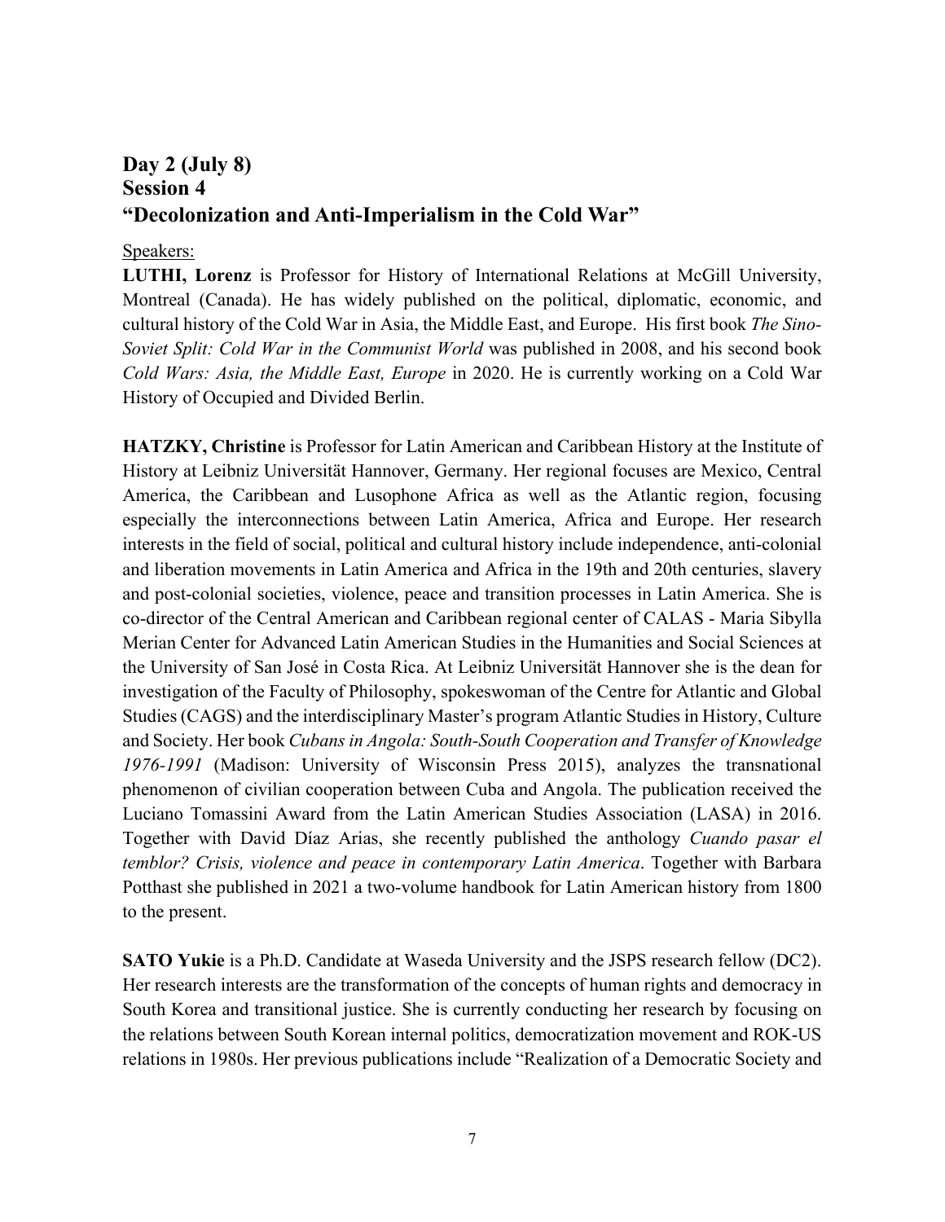## Day 2 (July 8)
## Session 4
## "Decolonization and Anti-Imperialism in the Cold War"

Speakers:

**LUTHI, Lorenz** is Professor for History of International Relations at McGill University, Montreal (Canada). He has widely published on the political, diplomatic, economic, and cultural history of the Cold War in Asia, the Middle East, and Europe. His first book *The Sino-Soviet Split: Cold War in the Communist World* was published in 2008, and his second book *Cold Wars: Asia, the Middle East, Europe* in 2020. He is currently working on a Cold War History of Occupied and Divided Berlin.

**HATZKY, Christine** is Professor for Latin American and Caribbean History at the Institute of History at Leibniz Universität Hannover, Germany. Her regional focuses are Mexico, Central America, the Caribbean and Lusophone Africa as well as the Atlantic region, focusing especially the interconnections between Latin America, Africa and Europe. Her research interests in the field of social, political and cultural history include independence, anti-colonial and liberation movements in Latin America and Africa in the 19th and 20th centuries, slavery and post-colonial societies, violence, peace and transition processes in Latin America. She is co-director of the Central American and Caribbean regional center of CALAS - Maria Sibylla Merian Center for Advanced Latin American Studies in the Humanities and Social Sciences at the University of San José in Costa Rica. At Leibniz Universität Hannover she is the dean for investigation of the Faculty of Philosophy, spokeswoman of the Centre for Atlantic and Global Studies (CAGS) and the interdisciplinary Master's program Atlantic Studies in History, Culture and Society. Her book *Cubans in Angola: South-South Cooperation and Transfer of Knowledge 1976-1991* (Madison: University of Wisconsin Press 2015), analyzes the transnational phenomenon of civilian cooperation between Cuba and Angola. The publication received the Luciano Tomassini Award from the Latin American Studies Association (LASA) in 2016. Together with David Díaz Arias, she recently published the anthology *Cuando pasar el temblor? Crisis, violence and peace in contemporary Latin America*. Together with Barbara Potthast she published in 2021 a two-volume handbook for Latin American history from 1800 to the present.

**SATO Yukie** is a Ph.D. Candidate at Waseda University and the JSPS research fellow (DC2). Her research interests are the transformation of the concepts of human rights and democracy in South Korea and transitional justice. She is currently conducting her research by focusing on the relations between South Korean internal politics, democratization movement and ROK-US relations in 1980s. Her previous publications include "Realization of a Democratic Society and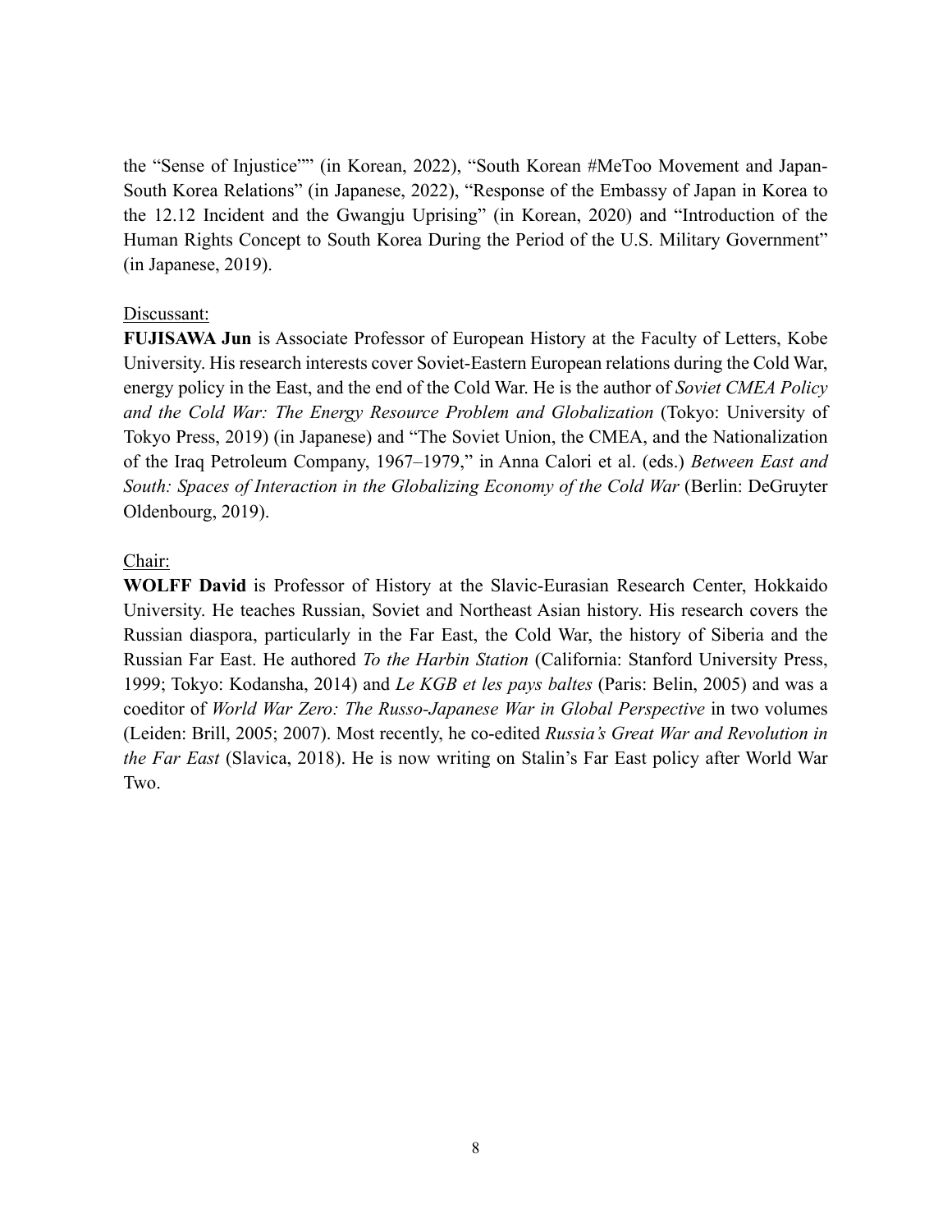the “Sense of Injustice”” (in Korean, 2022), “South Korean #MeToo Movement and Japan-South Korea Relations” (in Japanese, 2022), “Response of the Embassy of Japan in Korea to the 12.12 Incident and the Gwangju Uprising” (in Korean, 2020) and “Introduction of the Human Rights Concept to South Korea During the Period of the U.S. Military Government” (in Japanese, 2019).

<u>Discussant:</u>

**FUJISAWA Jun** is Associate Professor of European History at the Faculty of Letters, Kobe University. His research interests cover Soviet-Eastern European relations during the Cold War, energy policy in the East, and the end of the Cold War. He is the author of *Soviet CMEA Policy and the Cold War: The Energy Resource Problem and Globalization* (Tokyo: University of Tokyo Press, 2019) (in Japanese) and “The Soviet Union, the CMEA, and the Nationalization of the Iraq Petroleum Company, 1967–1979,” in Anna Calori et al. (eds.) *Between East and South: Spaces of Interaction in the Globalizing Economy of the Cold War* (Berlin: DeGruyter Oldenbourg, 2019).

<u>Chair:</u>

**WOLFF David** is Professor of History at the Slavic-Eurasian Research Center, Hokkaido University. He teaches Russian, Soviet and Northeast Asian history. His research covers the Russian diaspora, particularly in the Far East, the Cold War, the history of Siberia and the Russian Far East. He authored *To the Harbin Station* (California: Stanford University Press, 1999; Tokyo: Kodansha, 2014) and *Le KGB et les pays baltes* (Paris: Belin, 2005) and was a coeditor of *World War Zero: The Russo-Japanese War in Global Perspective* in two volumes (Leiden: Brill, 2005; 2007). Most recently, he co-edited *Russia’s Great War and Revolution in the Far East* (Slavica, 2018). He is now writing on Stalin’s Far East policy after World War Two.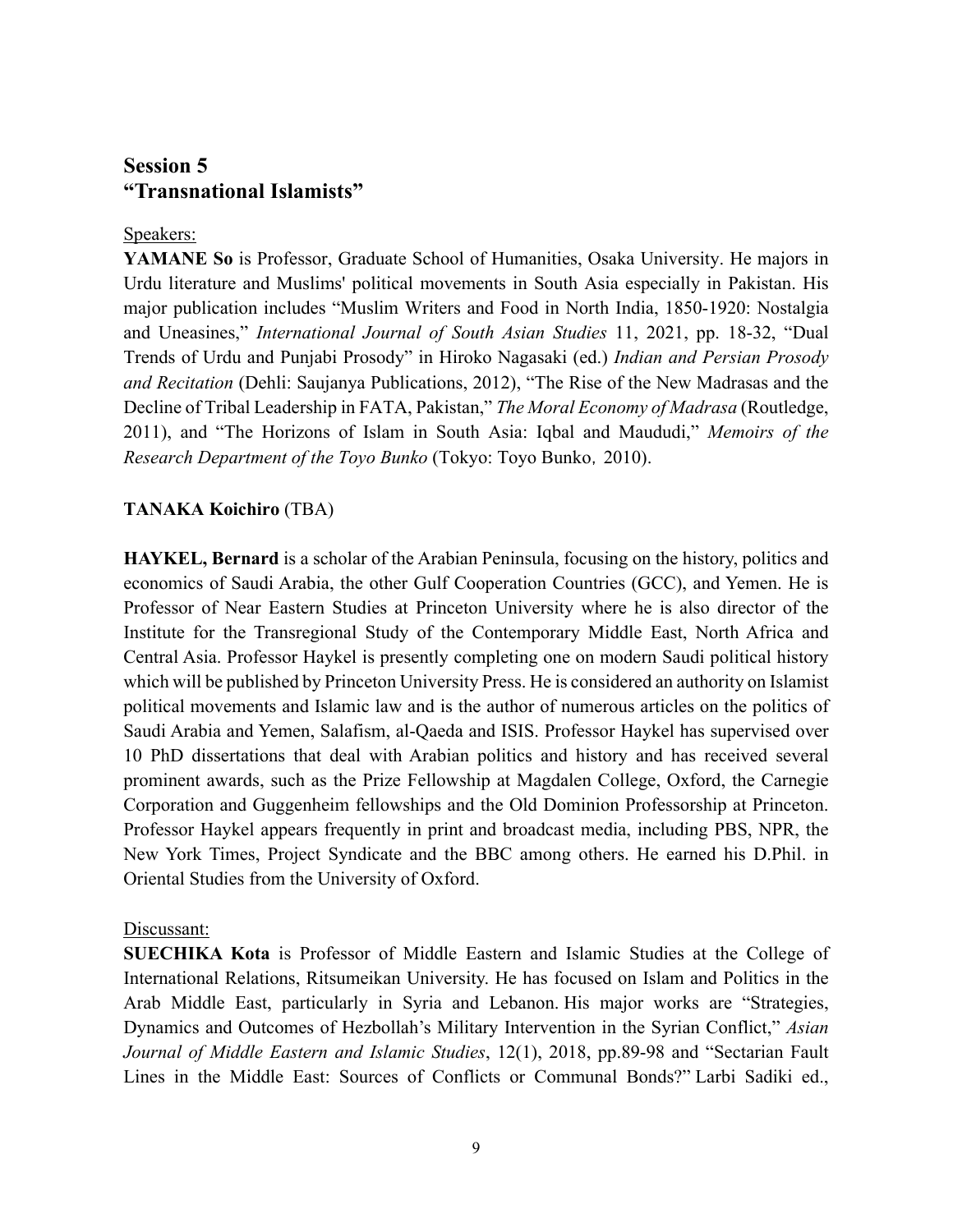## Session 5
## "Transnational Islamists"

Speakers:

**YAMANE So** is Professor, Graduate School of Humanities, Osaka University. He majors in Urdu literature and Muslims' political movements in South Asia especially in Pakistan. His major publication includes "Muslim Writers and Food in North India, 1850-1920: Nostalgia and Uneasines," *International Journal of South Asian Studies* 11, 2021, pp. 18-32, "Dual Trends of Urdu and Punjabi Prosody" in Hiroko Nagasaki (ed.) *Indian and Persian Prosody and Recitation* (Dehli: Saujanya Publications, 2012), "The Rise of the New Madrasas and the Decline of Tribal Leadership in FATA, Pakistan," *The Moral Economy of Madrasa* (Routledge, 2011), and "The Horizons of Islam in South Asia: Iqbal and Maududi," *Memoirs of the Research Department of the Toyo Bunko* (Tokyo: Toyo Bunko, 2010).

**TANAKA Koichiro** (TBA)

**HAYKEL, Bernard** is a scholar of the Arabian Peninsula, focusing on the history, politics and economics of Saudi Arabia, the other Gulf Cooperation Countries (GCC), and Yemen. He is Professor of Near Eastern Studies at Princeton University where he is also director of the Institute for the Transregional Study of the Contemporary Middle East, North Africa and Central Asia. Professor Haykel is presently completing one on modern Saudi political history which will be published by Princeton University Press. He is considered an authority on Islamist political movements and Islamic law and is the author of numerous articles on the politics of Saudi Arabia and Yemen, Salafism, al-Qaeda and ISIS. Professor Haykel has supervised over 10 PhD dissertations that deal with Arabian politics and history and has received several prominent awards, such as the Prize Fellowship at Magdalen College, Oxford, the Carnegie Corporation and Guggenheim fellowships and the Old Dominion Professorship at Princeton. Professor Haykel appears frequently in print and broadcast media, including PBS, NPR, the New York Times, Project Syndicate and the BBC among others. He earned his D.Phil. in Oriental Studies from the University of Oxford.

Discussant:

**SUECHIKA Kota** is Professor of Middle Eastern and Islamic Studies at the College of International Relations, Ritsumeikan University. He has focused on Islam and Politics in the Arab Middle East, particularly in Syria and Lebanon. His major works are "Strategies, Dynamics and Outcomes of Hezbollah's Military Intervention in the Syrian Conflict," *Asian Journal of Middle Eastern and Islamic Studies*, 12(1), 2018, pp.89-98 and "Sectarian Fault Lines in the Middle East: Sources of Conflicts or Communal Bonds?" Larbi Sadiki ed.,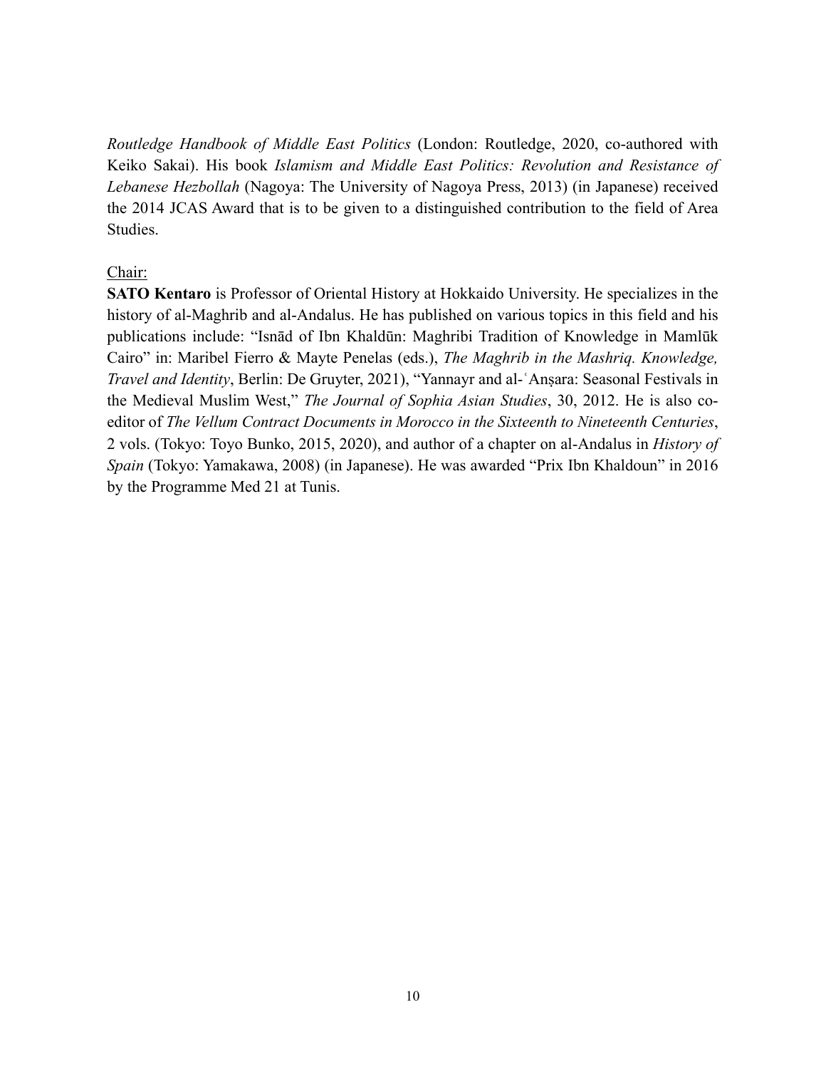*Routledge Handbook of Middle East Politics* (London: Routledge, 2020, co-authored with Keiko Sakai). His book *Islamism and Middle East Politics: Revolution and Resistance of Lebanese Hezbollah* (Nagoya: The University of Nagoya Press, 2013) (in Japanese) received the 2014 JCAS Award that is to be given to a distinguished contribution to the field of Area Studies.

<u>Chair:</u>

**SATO Kentaro** is Professor of Oriental History at Hokkaido University. He specializes in the history of al-Maghrib and al-Andalus. He has published on various topics in this field and his publications include: "Isnād of Ibn Khaldūn: Maghribi Tradition of Knowledge in Mamlūk Cairo" in: Maribel Fierro & Mayte Penelas (eds.), *The Maghrib in the Mashriq. Knowledge, Travel and Identity*, Berlin: De Gruyter, 2021), "Yannayr and al-ʿAnṣara: Seasonal Festivals in the Medieval Muslim West," *The Journal of Sophia Asian Studies*, 30, 2012. He is also co-editor of *The Vellum Contract Documents in Morocco in the Sixteenth to Nineteenth Centuries*, 2 vols. (Tokyo: Toyo Bunko, 2015, 2020), and author of a chapter on al-Andalus in *History of Spain* (Tokyo: Yamakawa, 2008) (in Japanese). He was awarded "Prix Ibn Khaldoun" in 2016 by the Programme Med 21 at Tunis.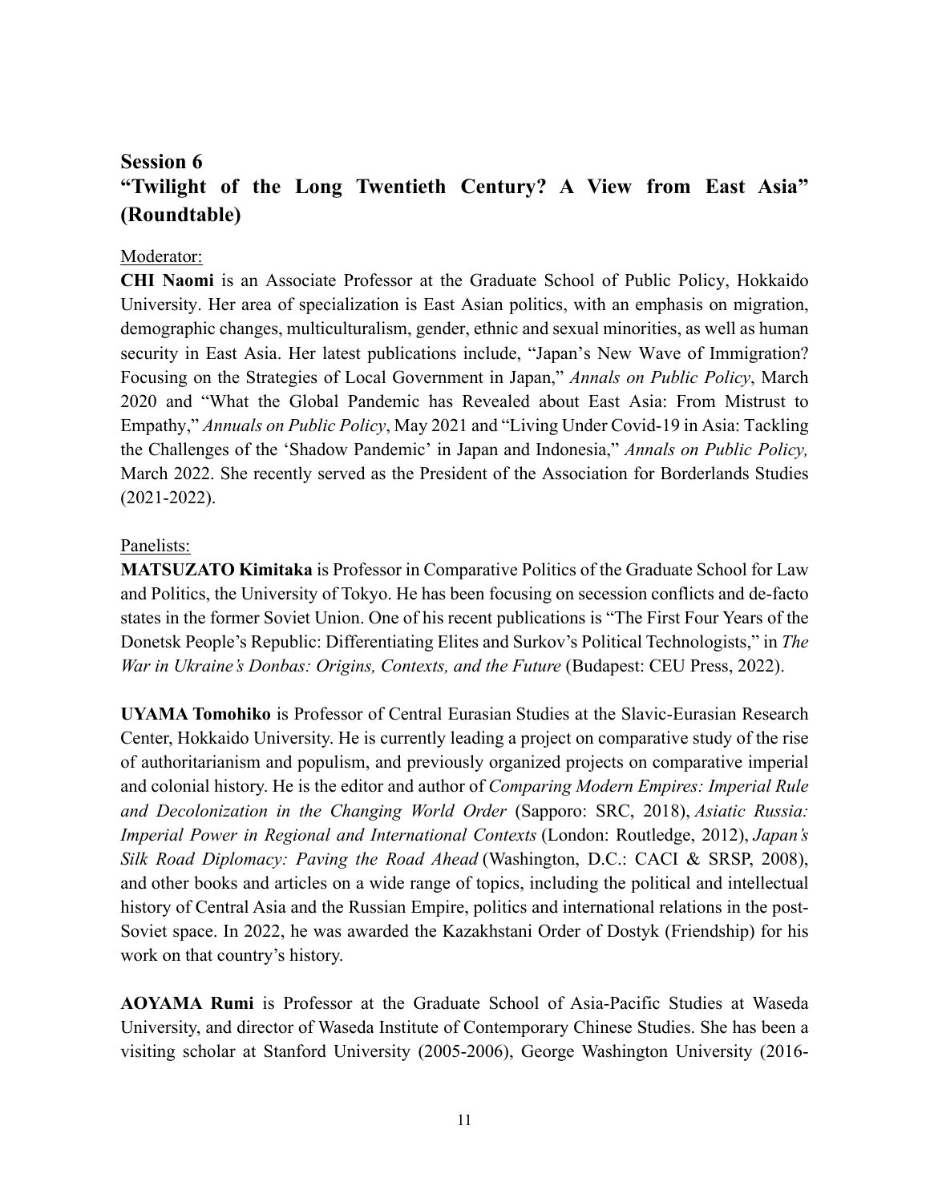## Session 6

## "Twilight of the Long Twentieth Century? A View from East Asia" (Roundtable)

Moderator:

**CHI Naomi** is an Associate Professor at the Graduate School of Public Policy, Hokkaido University. Her area of specialization is East Asian politics, with an emphasis on migration, demographic changes, multiculturalism, gender, ethnic and sexual minorities, as well as human security in East Asia. Her latest publications include, "Japan's New Wave of Immigration? Focusing on the Strategies of Local Government in Japan," *Annals on Public Policy*, March 2020 and "What the Global Pandemic has Revealed about East Asia: From Mistrust to Empathy," *Annuals on Public Policy*, May 2021 and "Living Under Covid-19 in Asia: Tackling the Challenges of the 'Shadow Pandemic' in Japan and Indonesia," *Annals on Public Policy,* March 2022. She recently served as the President of the Association for Borderlands Studies (2021-2022).

Panelists:

**MATSUZATO Kimitaka** is Professor in Comparative Politics of the Graduate School for Law and Politics, the University of Tokyo. He has been focusing on secession conflicts and de-facto states in the former Soviet Union. One of his recent publications is "The First Four Years of the Donetsk People's Republic: Differentiating Elites and Surkov's Political Technologists," in *The War in Ukraine's Donbas: Origins, Contexts, and the Future* (Budapest: CEU Press, 2022).

**UYAMA Tomohiko** is Professor of Central Eurasian Studies at the Slavic-Eurasian Research Center, Hokkaido University. He is currently leading a project on comparative study of the rise of authoritarianism and populism, and previously organized projects on comparative imperial and colonial history. He is the editor and author of *Comparing Modern Empires: Imperial Rule and Decolonization in the Changing World Order* (Sapporo: SRC, 2018), *Asiatic Russia: Imperial Power in Regional and International Contexts* (London: Routledge, 2012), *Japan's Silk Road Diplomacy: Paving the Road Ahead* (Washington, D.C.: CACI & SRSP, 2008), and other books and articles on a wide range of topics, including the political and intellectual history of Central Asia and the Russian Empire, politics and international relations in the post-Soviet space. In 2022, he was awarded the Kazakhstani Order of Dostyk (Friendship) for his work on that country's history.

**AOYAMA Rumi** is Professor at the Graduate School of Asia-Pacific Studies at Waseda University, and director of Waseda Institute of Contemporary Chinese Studies. She has been a visiting scholar at Stanford University (2005-2006), George Washington University (2016-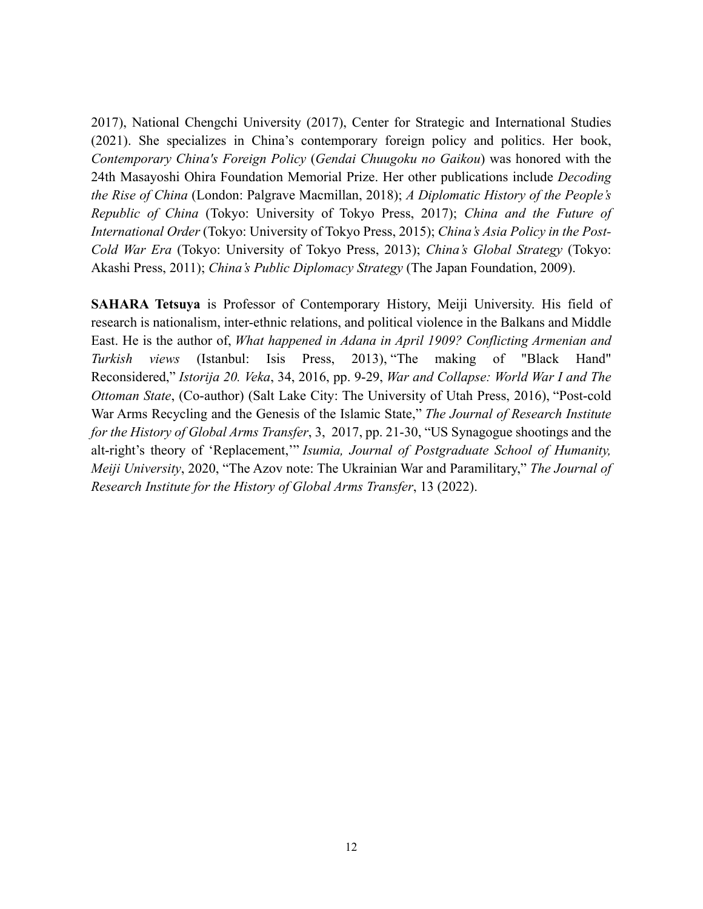2017), National Chengchi University (2017), Center for Strategic and International Studies (2021). She specializes in China's contemporary foreign policy and politics. Her book, *Contemporary China's Foreign Policy* (*Gendai Chuugoku no Gaikou*) was honored with the 24th Masayoshi Ohira Foundation Memorial Prize. Her other publications include *Decoding the Rise of China* (London: Palgrave Macmillan, 2018); *A Diplomatic History of the People's Republic of China* (Tokyo: University of Tokyo Press, 2017); *China and the Future of International Order* (Tokyo: University of Tokyo Press, 2015); *China's Asia Policy in the Post-Cold War Era* (Tokyo: University of Tokyo Press, 2013); *China's Global Strategy* (Tokyo: Akashi Press, 2011); *China's Public Diplomacy Strategy* (The Japan Foundation, 2009).

**SAHARA Tetsuya** is Professor of Contemporary History, Meiji University. His field of research is nationalism, inter-ethnic relations, and political violence in the Balkans and Middle East. He is the author of, *What happened in Adana in April 1909? Conflicting Armenian and Turkish views* (Istanbul: Isis Press, 2013), "The making of "Black Hand" Reconsidered," *Istorija 20. Veka*, 34, 2016, pp. 9-29, *War and Collapse: World War I and The Ottoman State*, (Co-author) (Salt Lake City: The University of Utah Press, 2016), "Post-cold War Arms Recycling and the Genesis of the Islamic State," *The Journal of Research Institute for the History of Global Arms Transfer*, 3, 2017, pp. 21-30, "US Synagogue shootings and the alt-right's theory of 'Replacement,'" *Isumia, Journal of Postgraduate School of Humanity, Meiji University*, 2020, "The Azov note: The Ukrainian War and Paramilitary," *The Journal of Research Institute for the History of Global Arms Transfer*, 13 (2022).